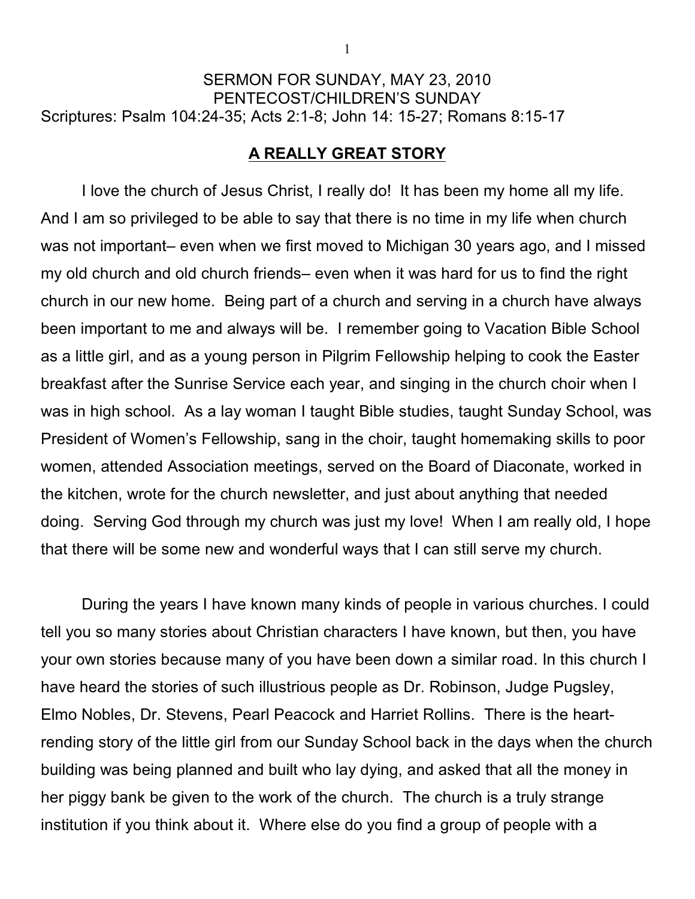SERMON FOR SUNDAY, MAY 23, 2010
PENTECOST/CHILDREN'S SUNDAY
Scriptures: Psalm 104:24-35; Acts 2:1-8; John 14: 15-27; Romans 8:15-17

## A REALLY GREAT STORY

I love the church of Jesus Christ, I really do! It has been my home all my life. And I am so privileged to be able to say that there is no time in my life when church was not important– even when we first moved to Michigan 30 years ago, and I missed my old church and old church friends– even when it was hard for us to find the right church in our new home. Being part of a church and serving in a church have always been important to me and always will be. I remember going to Vacation Bible School as a little girl, and as a young person in Pilgrim Fellowship helping to cook the Easter breakfast after the Sunrise Service each year, and singing in the church choir when I was in high school. As a lay woman I taught Bible studies, taught Sunday School, was President of Women's Fellowship, sang in the choir, taught homemaking skills to poor women, attended Association meetings, served on the Board of Diaconate, worked in the kitchen, wrote for the church newsletter, and just about anything that needed doing. Serving God through my church was just my love! When I am really old, I hope that there will be some new and wonderful ways that I can still serve my church.

During the years I have known many kinds of people in various churches. I could tell you so many stories about Christian characters I have known, but then, you have your own stories because many of you have been down a similar road. In this church I have heard the stories of such illustrious people as Dr. Robinson, Judge Pugsley, Elmo Nobles, Dr. Stevens, Pearl Peacock and Harriet Rollins. There is the heart-rending story of the little girl from our Sunday School back in the days when the church building was being planned and built who lay dying, and asked that all the money in her piggy bank be given to the work of the church. The church is a truly strange institution if you think about it. Where else do you find a group of people with a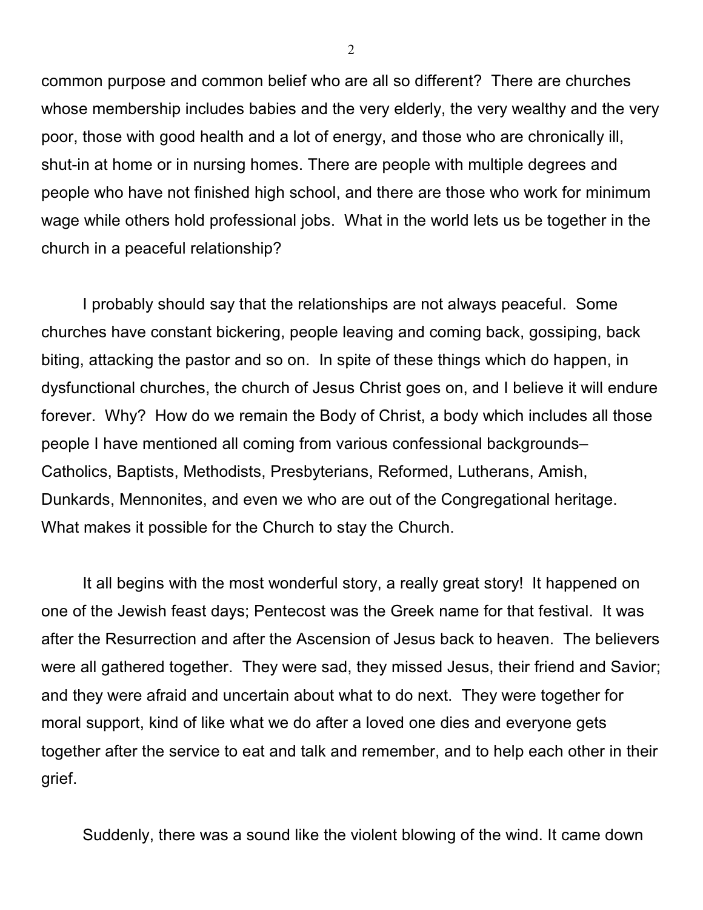common purpose and common belief who are all so different? There are churches whose membership includes babies and the very elderly, the very wealthy and the very poor, those with good health and a lot of energy, and those who are chronically ill, shut-in at home or in nursing homes. There are people with multiple degrees and people who have not finished high school, and there are those who work for minimum wage while others hold professional jobs. What in the world lets us be together in the church in a peaceful relationship?

I probably should say that the relationships are not always peaceful. Some churches have constant bickering, people leaving and coming back, gossiping, back biting, attacking the pastor and so on. In spite of these things which do happen, in dysfunctional churches, the church of Jesus Christ goes on, and I believe it will endure forever. Why? How do we remain the Body of Christ, a body which includes all those people I have mentioned all coming from various confessional backgrounds– Catholics, Baptists, Methodists, Presbyterians, Reformed, Lutherans, Amish, Dunkards, Mennonites, and even we who are out of the Congregational heritage. What makes it possible for the Church to stay the Church.

It all begins with the most wonderful story, a really great story! It happened on one of the Jewish feast days; Pentecost was the Greek name for that festival. It was after the Resurrection and after the Ascension of Jesus back to heaven. The believers were all gathered together. They were sad, they missed Jesus, their friend and Savior; and they were afraid and uncertain about what to do next. They were together for moral support, kind of like what we do after a loved one dies and everyone gets together after the service to eat and talk and remember, and to help each other in their grief.

Suddenly, there was a sound like the violent blowing of the wind. It came down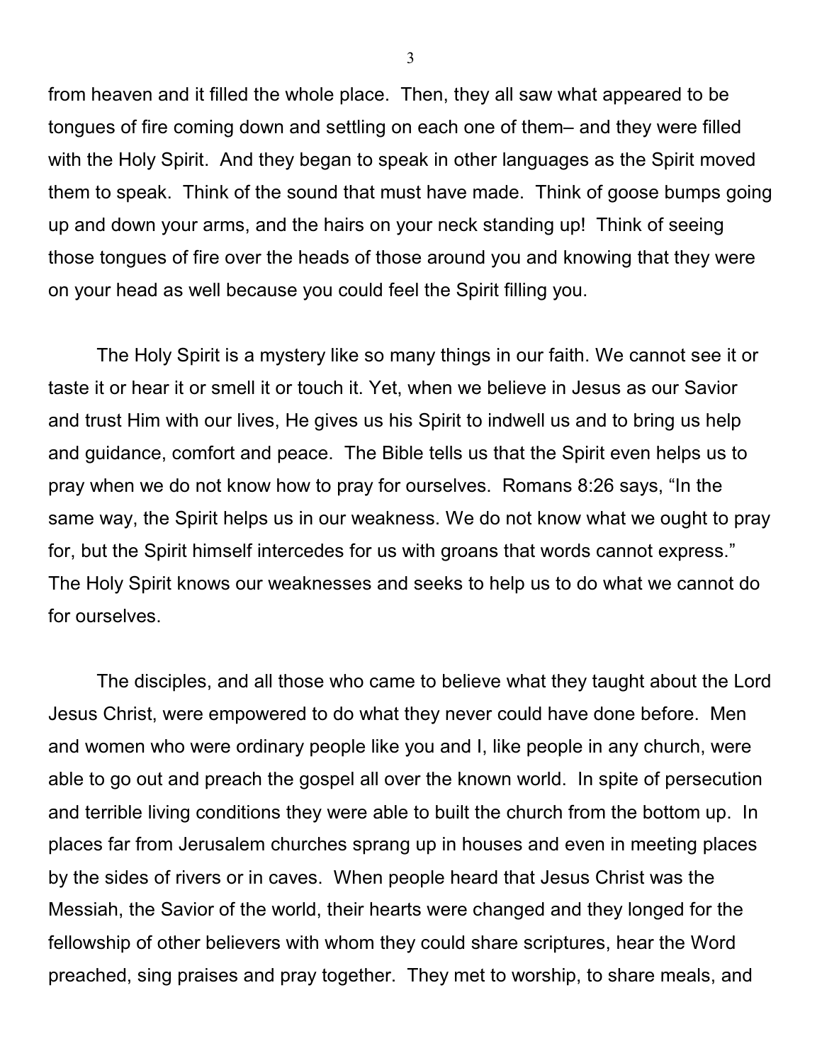from heaven and it filled the whole place. Then, they all saw what appeared to be tongues of fire coming down and settling on each one of them– and they were filled with the Holy Spirit. And they began to speak in other languages as the Spirit moved them to speak. Think of the sound that must have made. Think of goose bumps going up and down your arms, and the hairs on your neck standing up! Think of seeing those tongues of fire over the heads of those around you and knowing that they were on your head as well because you could feel the Spirit filling you.

The Holy Spirit is a mystery like so many things in our faith. We cannot see it or taste it or hear it or smell it or touch it. Yet, when we believe in Jesus as our Savior and trust Him with our lives, He gives us his Spirit to indwell us and to bring us help and guidance, comfort and peace. The Bible tells us that the Spirit even helps us to pray when we do not know how to pray for ourselves. Romans 8:26 says, “In the same way, the Spirit helps us in our weakness. We do not know what we ought to pray for, but the Spirit himself intercedes for us with groans that words cannot express.” The Holy Spirit knows our weaknesses and seeks to help us to do what we cannot do for ourselves.

The disciples, and all those who came to believe what they taught about the Lord Jesus Christ, were empowered to do what they never could have done before. Men and women who were ordinary people like you and I, like people in any church, were able to go out and preach the gospel all over the known world. In spite of persecution and terrible living conditions they were able to built the church from the bottom up. In places far from Jerusalem churches sprang up in houses and even in meeting places by the sides of rivers or in caves. When people heard that Jesus Christ was the Messiah, the Savior of the world, their hearts were changed and they longed for the fellowship of other believers with whom they could share scriptures, hear the Word preached, sing praises and pray together. They met to worship, to share meals, and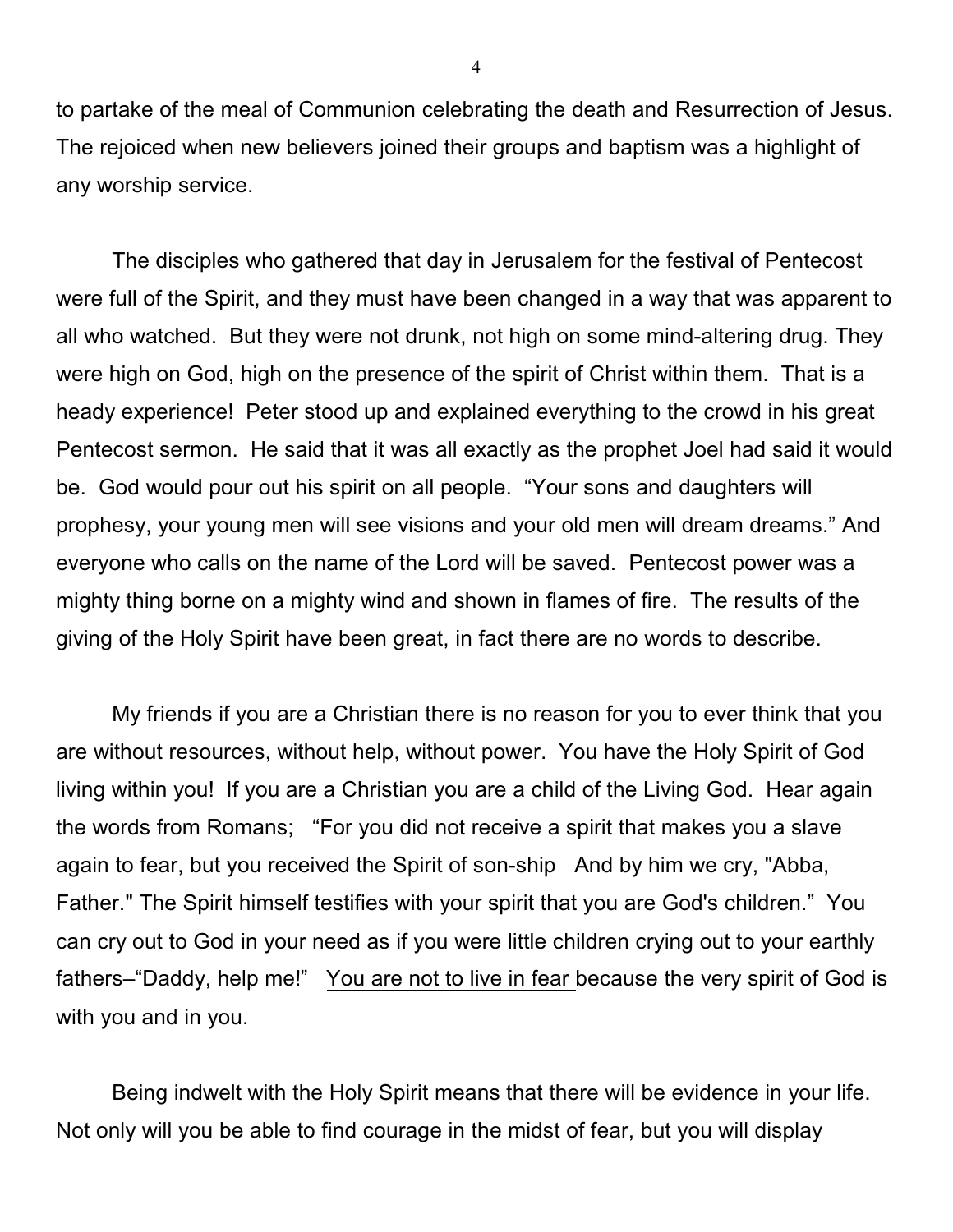to partake of the meal of Communion celebrating the death and Resurrection of Jesus. The rejoiced when new believers joined their groups and baptism was a highlight of any worship service.

The disciples who gathered that day in Jerusalem for the festival of Pentecost were full of the Spirit, and they must have been changed in a way that was apparent to all who watched. But they were not drunk, not high on some mind-altering drug. They were high on God, high on the presence of the spirit of Christ within them. That is a heady experience! Peter stood up and explained everything to the crowd in his great Pentecost sermon. He said that it was all exactly as the prophet Joel had said it would be. God would pour out his spirit on all people. "Your sons and daughters will prophesy, your young men will see visions and your old men will dream dreams." And everyone who calls on the name of the Lord will be saved. Pentecost power was a mighty thing borne on a mighty wind and shown in flames of fire. The results of the giving of the Holy Spirit have been great, in fact there are no words to describe.

My friends if you are a Christian there is no reason for you to ever think that you are without resources, without help, without power. You have the Holy Spirit of God living within you! If you are a Christian you are a child of the Living God. Hear again the words from Romans; "For you did not receive a spirit that makes you a slave again to fear, but you received the Spirit of son-ship And by him we cry, "Abba, Father." The Spirit himself testifies with your spirit that you are God's children." You can cry out to God in your need as if you were little children crying out to your earthly fathers–"Daddy, help me!" <u>You are not to live in fear</u> because the very spirit of God is with you and in you.

Being indwelt with the Holy Spirit means that there will be evidence in your life. Not only will you be able to find courage in the midst of fear, but you will display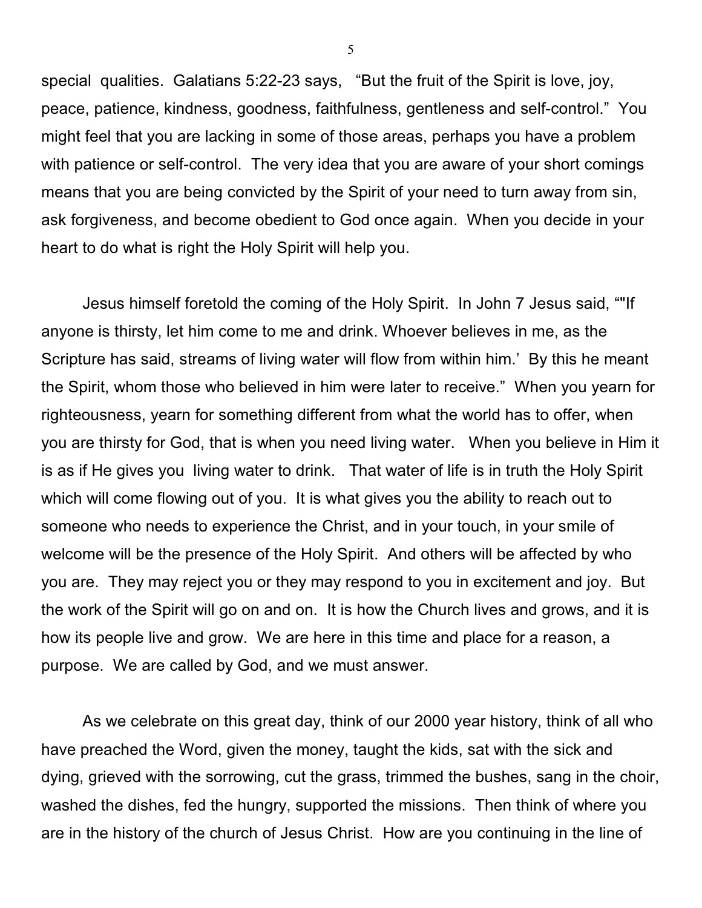special qualities. Galatians 5:22-23 says, "But the fruit of the Spirit is love, joy, peace, patience, kindness, goodness, faithfulness, gentleness and self-control." You might feel that you are lacking in some of those areas, perhaps you have a problem with patience or self-control. The very idea that you are aware of your short comings means that you are being convicted by the Spirit of your need to turn away from sin, ask forgiveness, and become obedient to God once again. When you decide in your heart to do what is right the Holy Spirit will help you.

Jesus himself foretold the coming of the Holy Spirit. In John 7 Jesus said, ""If anyone is thirsty, let him come to me and drink. Whoever believes in me, as the Scripture has said, streams of living water will flow from within him.' By this he meant the Spirit, whom those who believed in him were later to receive." When you yearn for righteousness, yearn for something different from what the world has to offer, when you are thirsty for God, that is when you need living water. When you believe in Him it is as if He gives you living water to drink. That water of life is in truth the Holy Spirit which will come flowing out of you. It is what gives you the ability to reach out to someone who needs to experience the Christ, and in your touch, in your smile of welcome will be the presence of the Holy Spirit. And others will be affected by who you are. They may reject you or they may respond to you in excitement and joy. But the work of the Spirit will go on and on. It is how the Church lives and grows, and it is how its people live and grow. We are here in this time and place for a reason, a purpose. We are called by God, and we must answer.

As we celebrate on this great day, think of our 2000 year history, think of all who have preached the Word, given the money, taught the kids, sat with the sick and dying, grieved with the sorrowing, cut the grass, trimmed the bushes, sang in the choir, washed the dishes, fed the hungry, supported the missions. Then think of where you are in the history of the church of Jesus Christ. How are you continuing in the line of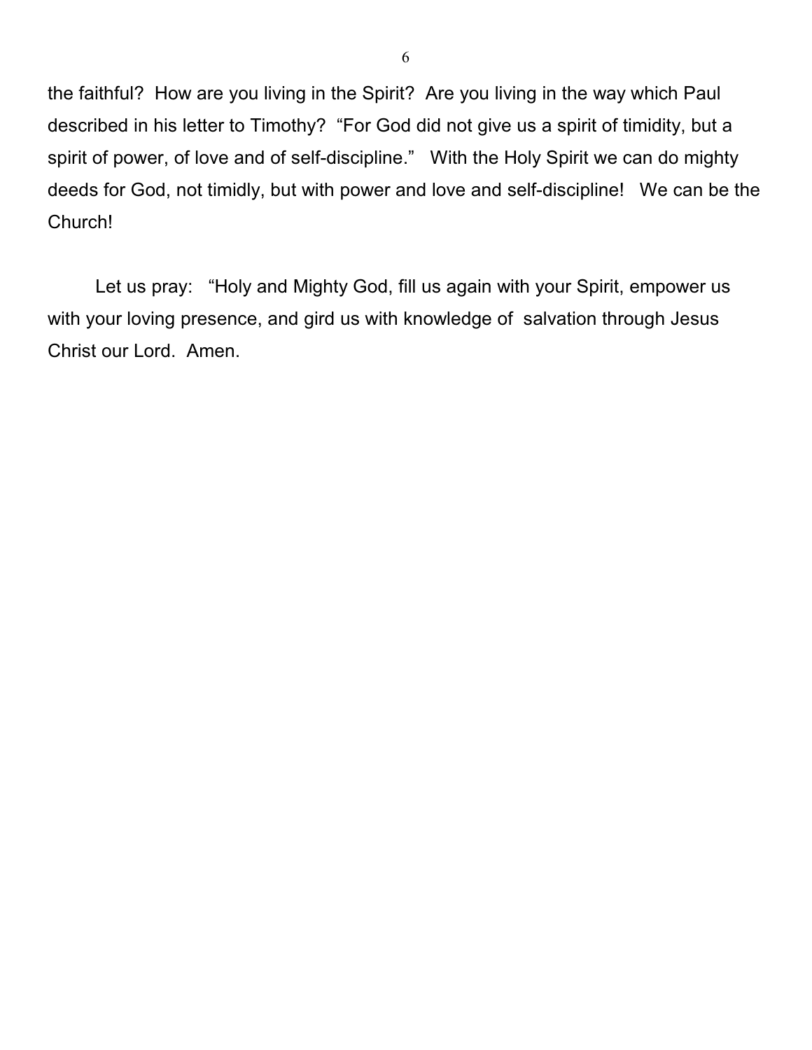the faithful? How are you living in the Spirit? Are you living in the way which Paul described in his letter to Timothy? "For God did not give us a spirit of timidity, but a spirit of power, of love and of self-discipline." With the Holy Spirit we can do mighty deeds for God, not timidly, but with power and love and self-discipline! We can be the Church!

Let us pray: "Holy and Mighty God, fill us again with your Spirit, empower us with your loving presence, and gird us with knowledge of salvation through Jesus Christ our Lord. Amen.